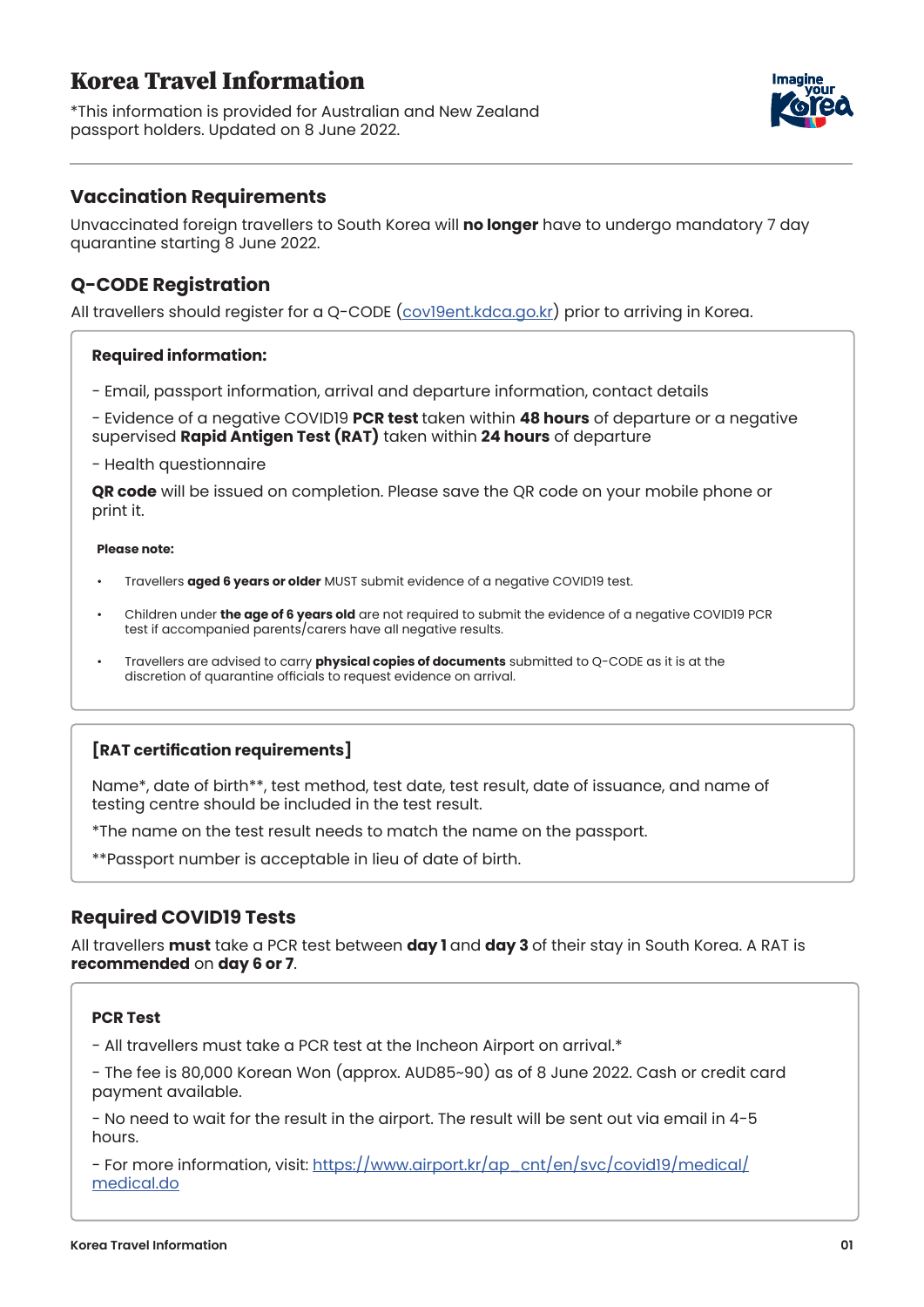# Korea Travel Information

*This information is provided for Australian and New Zealand passport holders. Updated on 8 June 2022.

## Vaccination Requirements

Unvaccinated foreign travellers to South Korea will **no longer** have to undergo mandatory 7 day quarantine starting 8 June 2022.

## Q-CODE Registration

All travellers should register for a Q-CODE (cov19ent.kdca.go.kr) prior to arriving in Korea.

**Required information:**

- Email, passport information, arrival and departure information, contact details

- Evidence of a negative COVID19 **PCR test** taken within **48 hours** of departure or a negative supervised **Rapid Antigen Test (RAT)** taken within **24 hours** of departure

- Health questionnaire

**QR code** will be issued on completion. Please save the QR code on your mobile phone or print it.

**Please note:**

- Travellers **aged 6 years or older** MUST submit evidence of a negative COVID19 test.
- Children under **the age of 6 years old** are not required to submit the evidence of a negative COVID19 PCR test if accompanied parents/carers have all negative results.
- Travellers are advised to carry **physical copies of documents** submitted to Q-CODE as it is at the discretion of quarantine officials to request evidence on arrival.

**[RAT certification requirements]**

Name*, date of birth**, test method, test date, test result, date of issuance, and name of testing centre should be included in the test result.

*The name on the test result needs to match the name on the passport.

**Passport number is acceptable in lieu of date of birth.

## Required COVID19 Tests

All travellers **must** take a PCR test between **day 1** and **day 3** of their stay in South Korea. A RAT is **recommended** on **day 6 or 7**.

**PCR Test**

- All travellers must take a PCR test at the Incheon Airport on arrival.*

- The fee is 80,000 Korean Won (approx. AUD85~90) as of 8 June 2022. Cash or credit card payment available.

- No need to wait for the result in the airport. The result will be sent out via email in 4-5 hours.

- For more information, visit: https://www.airport.kr/ap_cnt/en/svc/covid19/medical/medical.do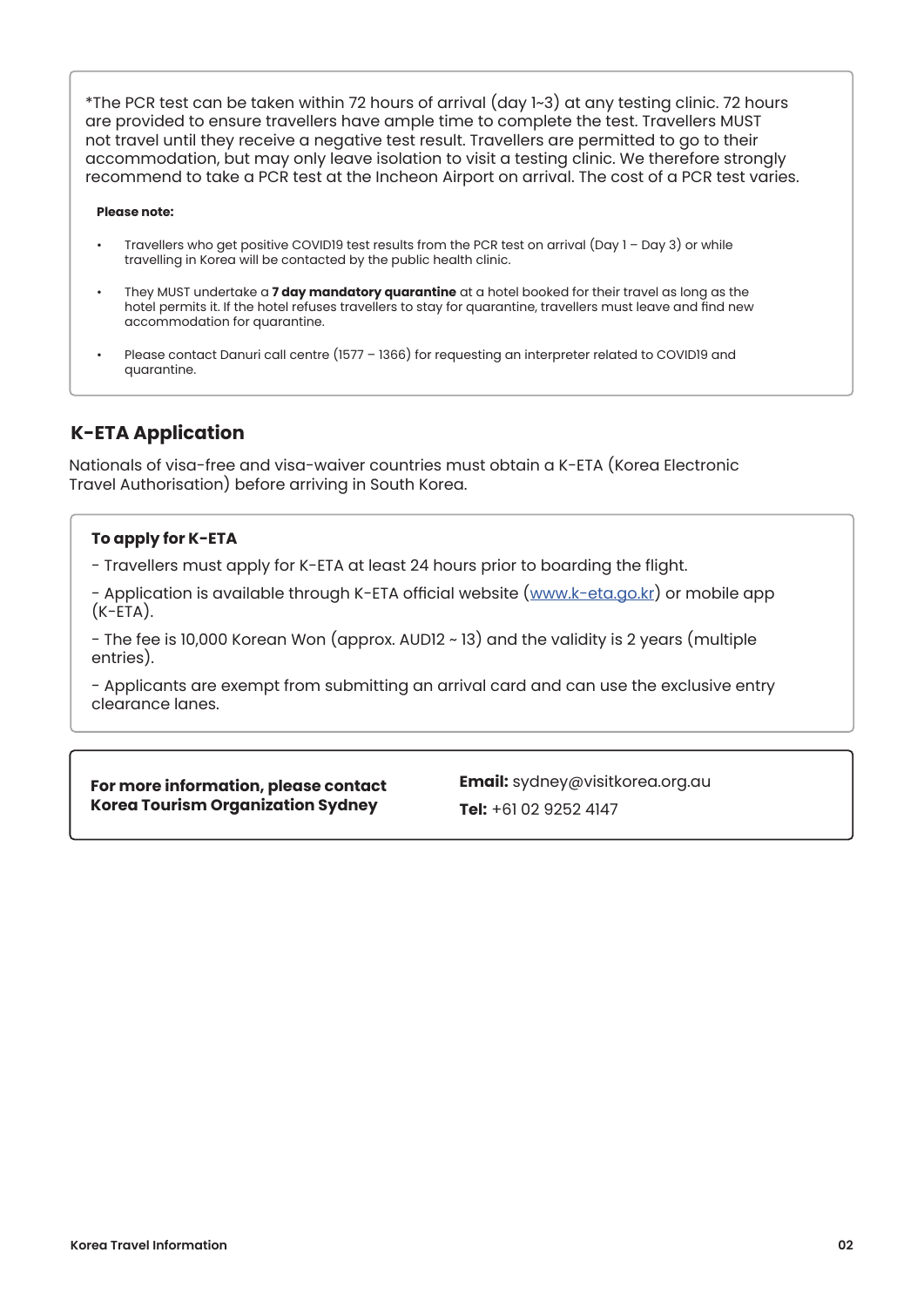*The PCR test can be taken within 72 hours of arrival (day 1~3) at any testing clinic. 72 hours are provided to ensure travellers have ample time to complete the test. Travellers MUST not travel until they receive a negative test result. Travellers are permitted to go to their accommodation, but may only leave isolation to visit a testing clinic. We therefore strongly recommend to take a PCR test at the Incheon Airport on arrival. The cost of a PCR test varies.

**Please note:**

- Travellers who get positive COVID19 test results from the PCR test on arrival (Day 1 – Day 3) or while travelling in Korea will be contacted by the public health clinic.
- They MUST undertake a **7 day mandatory quarantine** at a hotel booked for their travel as long as the hotel permits it. If the hotel refuses travellers to stay for quarantine, travellers must leave and find new accommodation for quarantine.
- Please contact Danuri call centre (1577 – 1366) for requesting an interpreter related to COVID19 and quarantine.

## K-ETA Application

Nationals of visa-free and visa-waiver countries must obtain a K-ETA (Korea Electronic Travel Authorisation) before arriving in South Korea.

**To apply for K-ETA**

- Travellers must apply for K-ETA at least 24 hours prior to boarding the flight.
- Application is available through K-ETA official website (www.k-eta.go.kr) or mobile app (K-ETA).
- The fee is 10,000 Korean Won (approx. AUD12 ~ 13) and the validity is 2 years (multiple entries).
- Applicants are exempt from submitting an arrival card and can use the exclusive entry clearance lanes.

**For more information, please contact Korea Tourism Organization Sydney**

**Email:** sydney@visitkorea.org.au

**Tel:** +61 02 9252 4147